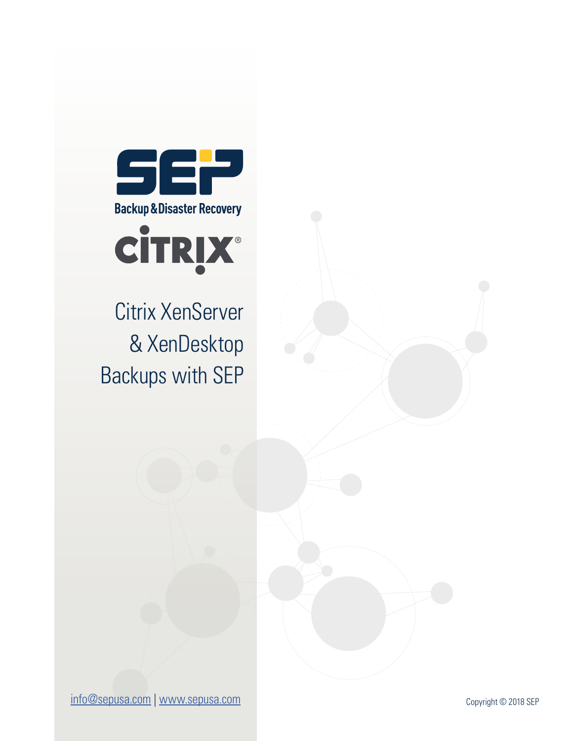SEP

Backup & Disaster Recovery

CITRIX®

# Citrix XenServer & XenDesktop Backups with SEP

info@sepusa.com | www.sepusa.com

Copyright © 2018 SEP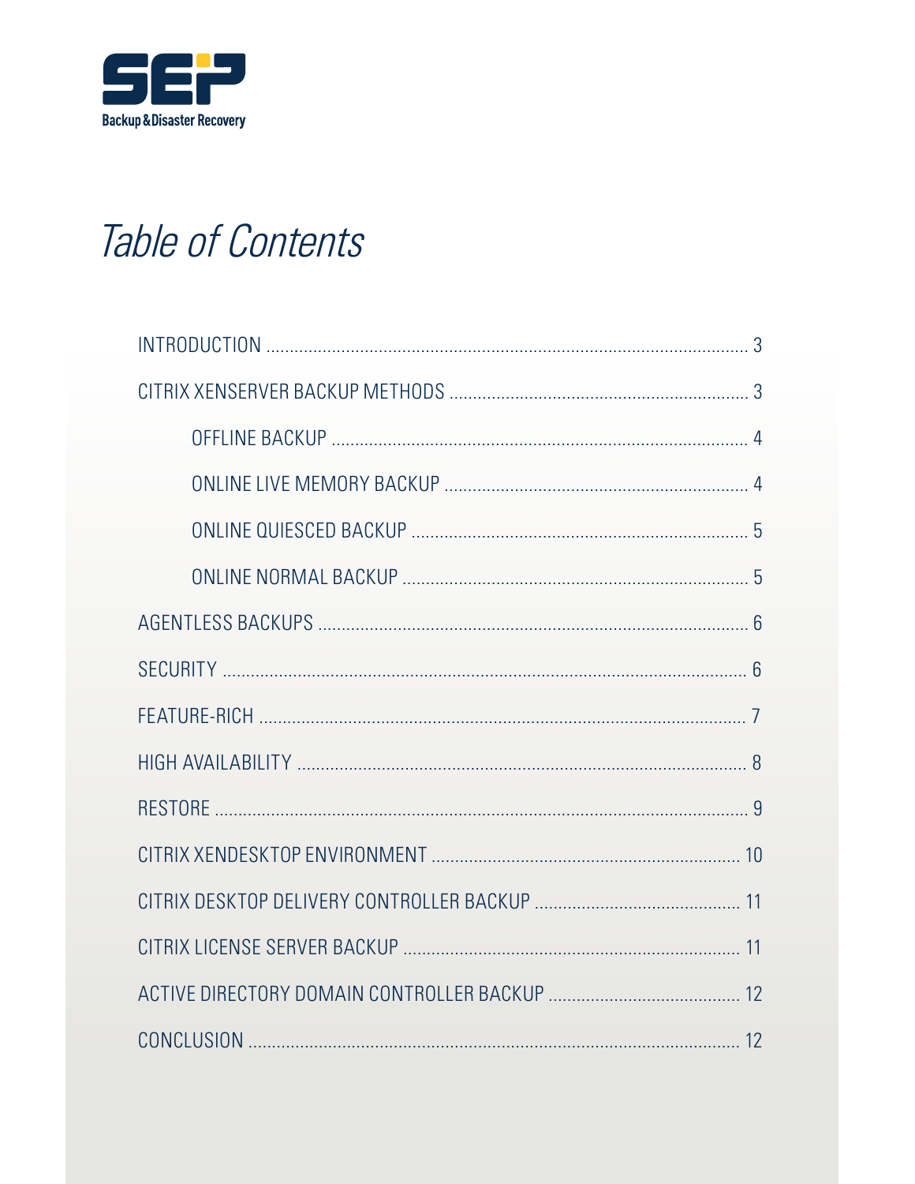SEP Backup & Disaster Recovery

# Table of Contents

- INTRODUCTION ........ 3
- CITRIX XENSERVER BACKUP METHODS ........ 3
  - OFFLINE BACKUP ........ 4
  - ONLINE LIVE MEMORY BACKUP ........ 4
  - ONLINE QUIESCED BACKUP ........ 5
  - ONLINE NORMAL BACKUP ........ 5
- AGENTLESS BACKUPS ........ 6
- SECURITY ........ 6
- FEATURE-RICH ........ 7
- HIGH AVAILABILITY ........ 8
- RESTORE ........ 9
- CITRIX XENDESKTOP ENVIRONMENT ........ 10
- CITRIX DESKTOP DELIVERY CONTROLLER BACKUP ........ 11
- CITRIX LICENSE SERVER BACKUP ........ 11
- ACTIVE DIRECTORY DOMAIN CONTROLLER BACKUP ........ 12
- CONCLUSION ........ 12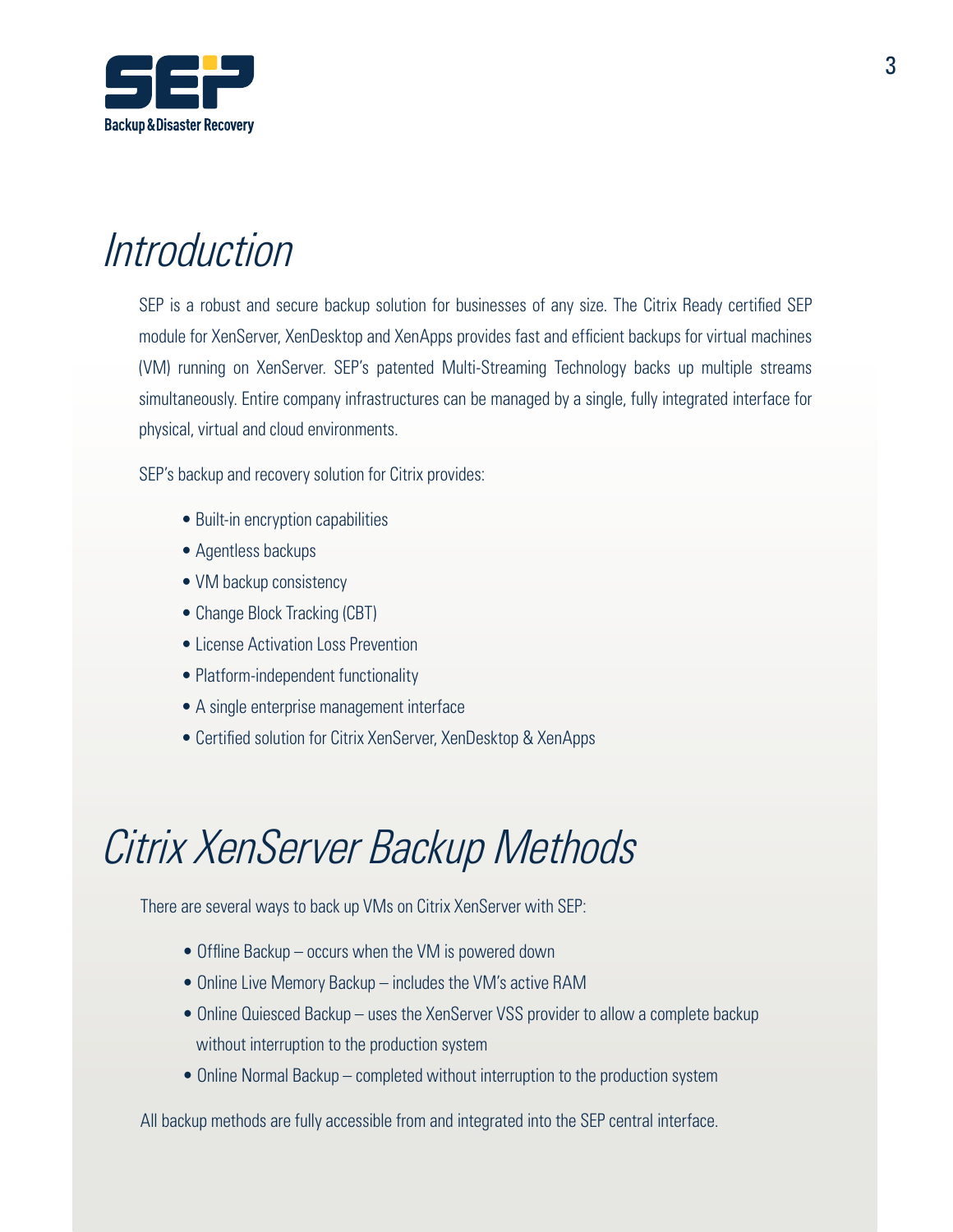# Introduction

SEP is a robust and secure backup solution for businesses of any size. The Citrix Ready certified SEP module for XenServer, XenDesktop and XenApps provides fast and efficient backups for virtual machines (VM) running on XenServer. SEP's patented Multi-Streaming Technology backs up multiple streams simultaneously. Entire company infrastructures can be managed by a single, fully integrated interface for physical, virtual and cloud environments.

SEP's backup and recovery solution for Citrix provides:

- Built-in encryption capabilities
- Agentless backups
- VM backup consistency
- Change Block Tracking (CBT)
- License Activation Loss Prevention
- Platform-independent functionality
- A single enterprise management interface
- Certified solution for Citrix XenServer, XenDesktop & XenApps

# Citrix XenServer Backup Methods

There are several ways to back up VMs on Citrix XenServer with SEP:

- Offline Backup – occurs when the VM is powered down
- Online Live Memory Backup – includes the VM's active RAM
- Online Quiesced Backup – uses the XenServer VSS provider to allow a complete backup without interruption to the production system
- Online Normal Backup – completed without interruption to the production system

All backup methods are fully accessible from and integrated into the SEP central interface.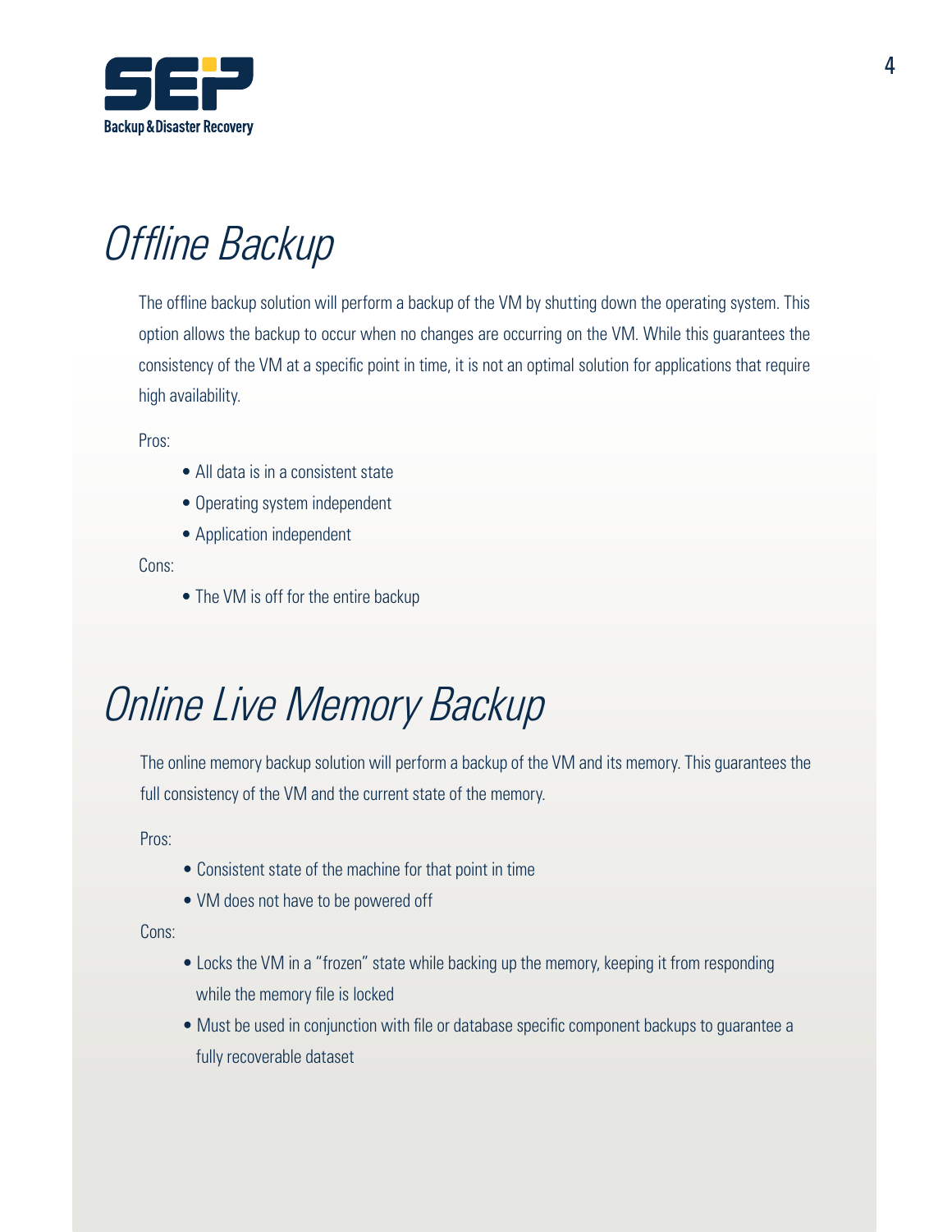# Offline Backup

The offline backup solution will perform a backup of the VM by shutting down the operating system. This option allows the backup to occur when no changes are occurring on the VM. While this guarantees the consistency of the VM at a specific point in time, it is not an optimal solution for applications that require high availability.

Pros:

- All data is in a consistent state
- Operating system independent
- Application independent

Cons:

- The VM is off for the entire backup

# Online Live Memory Backup

The online memory backup solution will perform a backup of the VM and its memory. This guarantees the full consistency of the VM and the current state of the memory.

Pros:

- Consistent state of the machine for that point in time
- VM does not have to be powered off

Cons:

- Locks the VM in a "frozen" state while backing up the memory, keeping it from responding while the memory file is locked
- Must be used in conjunction with file or database specific component backups to guarantee a fully recoverable dataset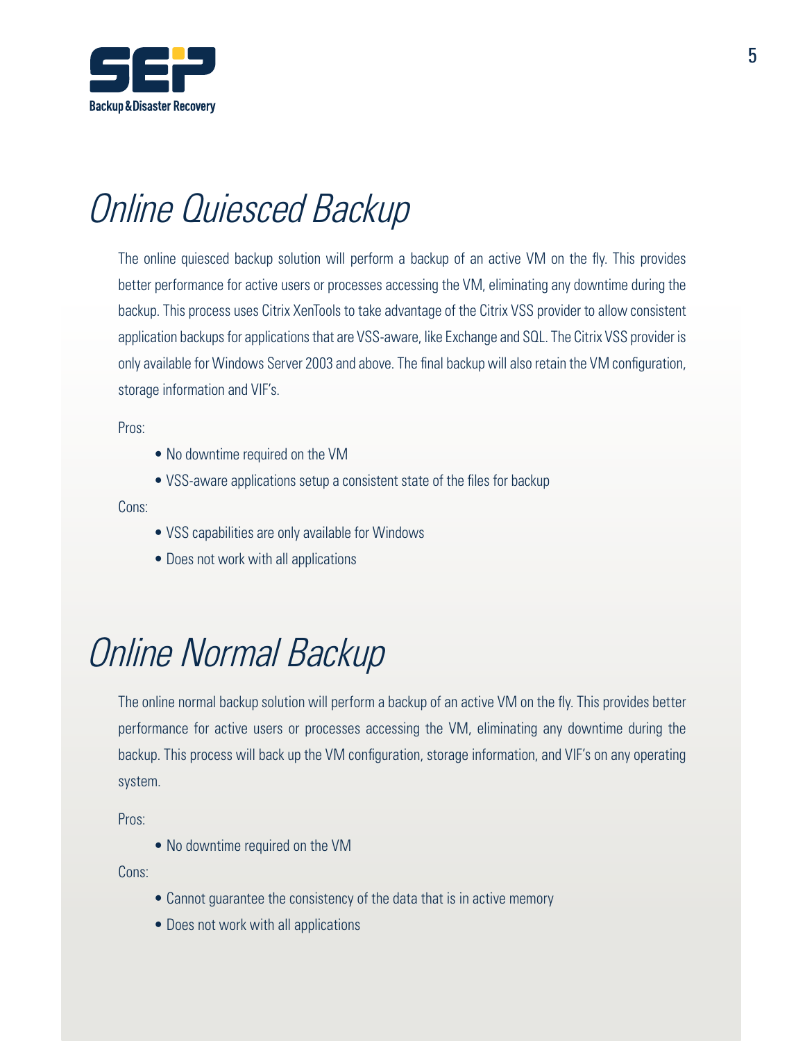# Online Quiesced Backup

The online quiesced backup solution will perform a backup of an active VM on the fly. This provides better performance for active users or processes accessing the VM, eliminating any downtime during the backup. This process uses Citrix XenTools to take advantage of the Citrix VSS provider to allow consistent application backups for applications that are VSS-aware, like Exchange and SQL. The Citrix VSS provider is only available for Windows Server 2003 and above. The final backup will also retain the VM configuration, storage information and VIF's.

Pros:

- No downtime required on the VM
- VSS-aware applications setup a consistent state of the files for backup

Cons:

- VSS capabilities are only available for Windows
- Does not work with all applications

# Online Normal Backup

The online normal backup solution will perform a backup of an active VM on the fly. This provides better performance for active users or processes accessing the VM, eliminating any downtime during the backup. This process will back up the VM configuration, storage information, and VIF's on any operating system.

Pros:

- No downtime required on the VM

Cons:

- Cannot guarantee the consistency of the data that is in active memory
- Does not work with all applications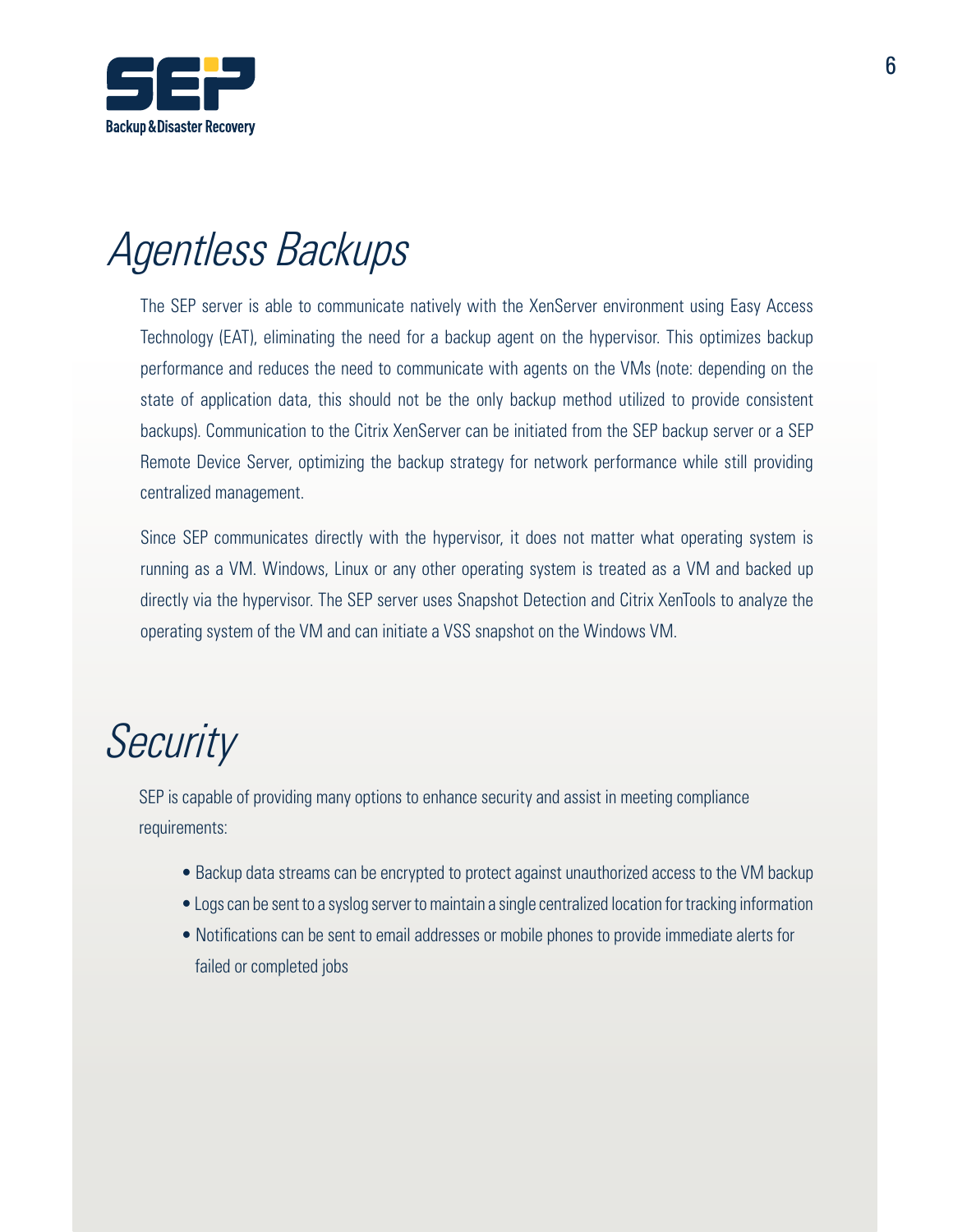# Agentless Backups

The SEP server is able to communicate natively with the XenServer environment using Easy Access Technology (EAT), eliminating the need for a backup agent on the hypervisor. This optimizes backup performance and reduces the need to communicate with agents on the VMs (note: depending on the state of application data, this should not be the only backup method utilized to provide consistent backups). Communication to the Citrix XenServer can be initiated from the SEP backup server or a SEP Remote Device Server, optimizing the backup strategy for network performance while still providing centralized management.

Since SEP communicates directly with the hypervisor, it does not matter what operating system is running as a VM. Windows, Linux or any other operating system is treated as a VM and backed up directly via the hypervisor. The SEP server uses Snapshot Detection and Citrix XenTools to analyze the operating system of the VM and can initiate a VSS snapshot on the Windows VM.

# Security

SEP is capable of providing many options to enhance security and assist in meeting compliance requirements:

- Backup data streams can be encrypted to protect against unauthorized access to the VM backup
- Logs can be sent to a syslog server to maintain a single centralized location for tracking information
- Notifications can be sent to email addresses or mobile phones to provide immediate alerts for failed or completed jobs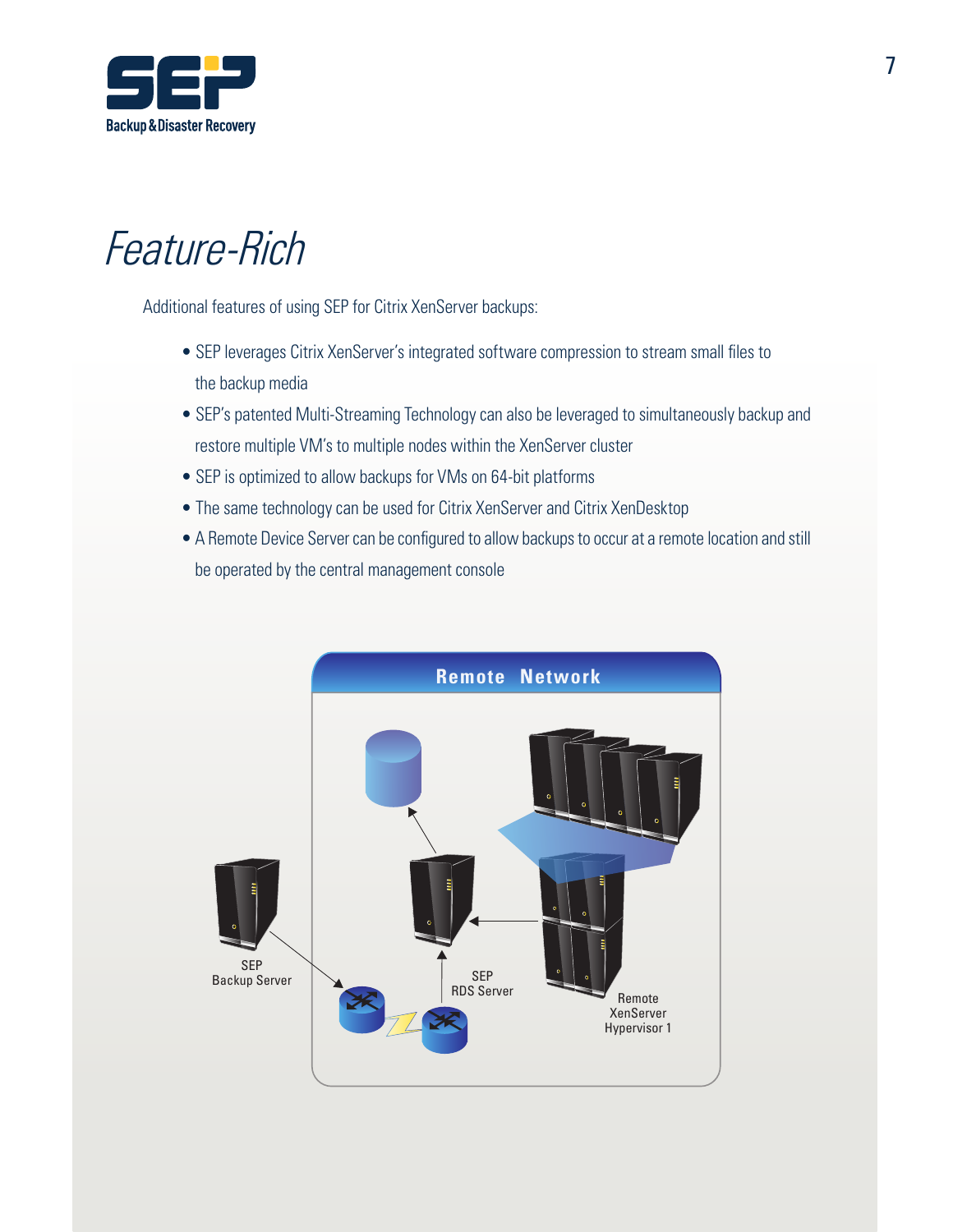# Feature-Rich

Additional features of using SEP for Citrix XenServer backups:

- SEP leverages Citrix XenServer's integrated software compression to stream small files to the backup media
- SEP's patented Multi-Streaming Technology can also be leveraged to simultaneously backup and restore multiple VM's to multiple nodes within the XenServer cluster
- SEP is optimized to allow backups for VMs on 64-bit platforms
- The same technology can be used for Citrix XenServer and Citrix XenDesktop
- A Remote Device Server can be configured to allow backups to occur at a remote location and still be operated by the central management console

Remote Network

SEP Backup Server

SEP RDS Server

Remote XenServer Hypervisor 1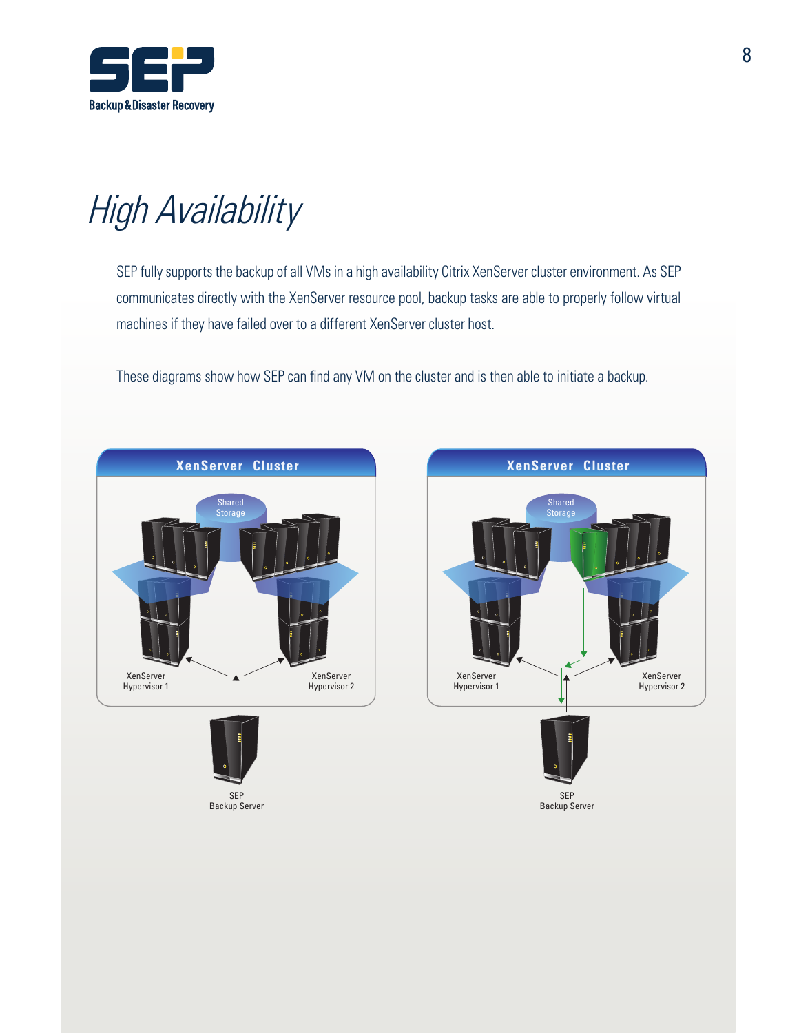# High Availability

SEP fully supports the backup of all VMs in a high availability Citrix XenServer cluster environment. As SEP communicates directly with the XenServer resource pool, backup tasks are able to properly follow virtual machines if they have failed over to a different XenServer cluster host.

These diagrams show how SEP can find any VM on the cluster and is then able to initiate a backup.

XenServer Cluster

Shared Storage

XenServer Hypervisor 1

XenServer Hypervisor 2

SEP Backup Server

XenServer Cluster

Shared Storage

XenServer Hypervisor 1

XenServer Hypervisor 2

SEP Backup Server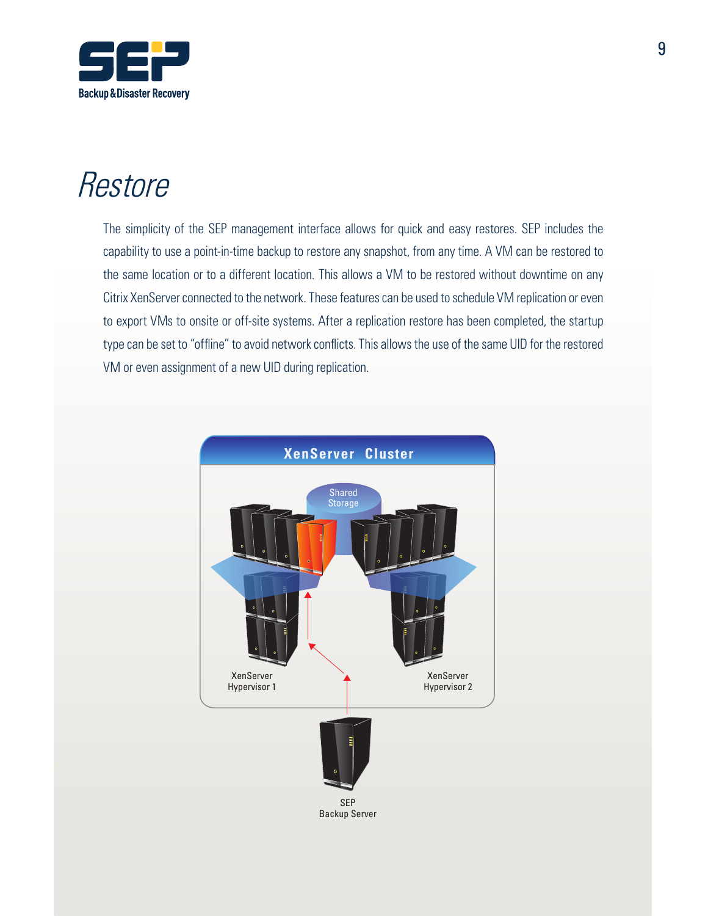# Restore

The simplicity of the SEP management interface allows for quick and easy restores. SEP includes the capability to use a point-in-time backup to restore any snapshot, from any time. A VM can be restored to the same location or to a different location. This allows a VM to be restored without downtime on any Citrix XenServer connected to the network. These features can be used to schedule VM replication or even to export VMs to onsite or off-site systems. After a replication restore has been completed, the startup type can be set to "offline" to avoid network conflicts. This allows the use of the same UID for the restored VM or even assignment of a new UID during replication.

XenServer Cluster

Shared Storage

XenServer Hypervisor 1

XenServer Hypervisor 2

SEP Backup Server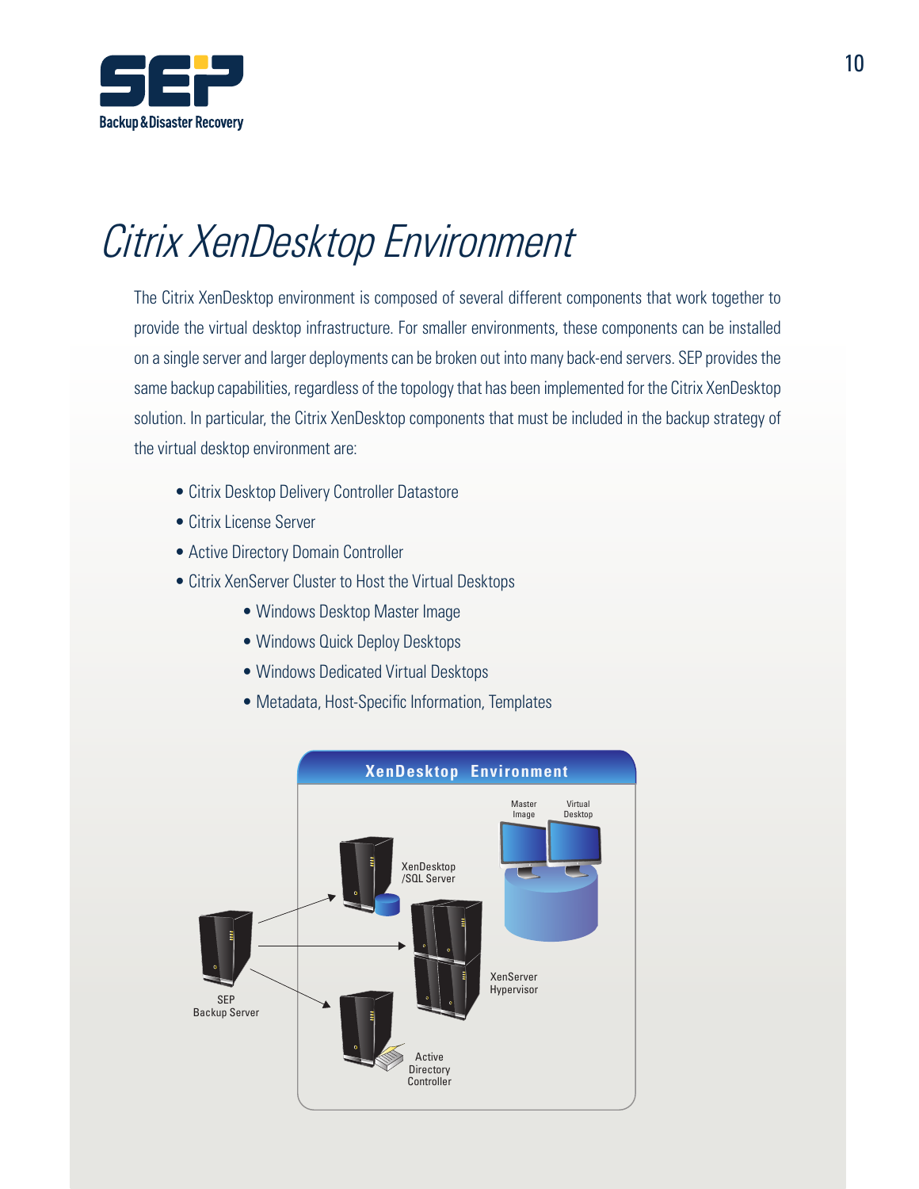# Citrix XenDesktop Environment

The Citrix XenDesktop environment is composed of several different components that work together to provide the virtual desktop infrastructure. For smaller environments, these components can be installed on a single server and larger deployments can be broken out into many back-end servers. SEP provides the same backup capabilities, regardless of the topology that has been implemented for the Citrix XenDesktop solution. In particular, the Citrix XenDesktop components that must be included in the backup strategy of the virtual desktop environment are:

- Citrix Desktop Delivery Controller Datastore
- Citrix License Server
- Active Directory Domain Controller
- Citrix XenServer Cluster to Host the Virtual Desktops
    - Windows Desktop Master Image
    - Windows Quick Deploy Desktops
    - Windows Dedicated Virtual Desktops
    - Metadata, Host-Specific Information, Templates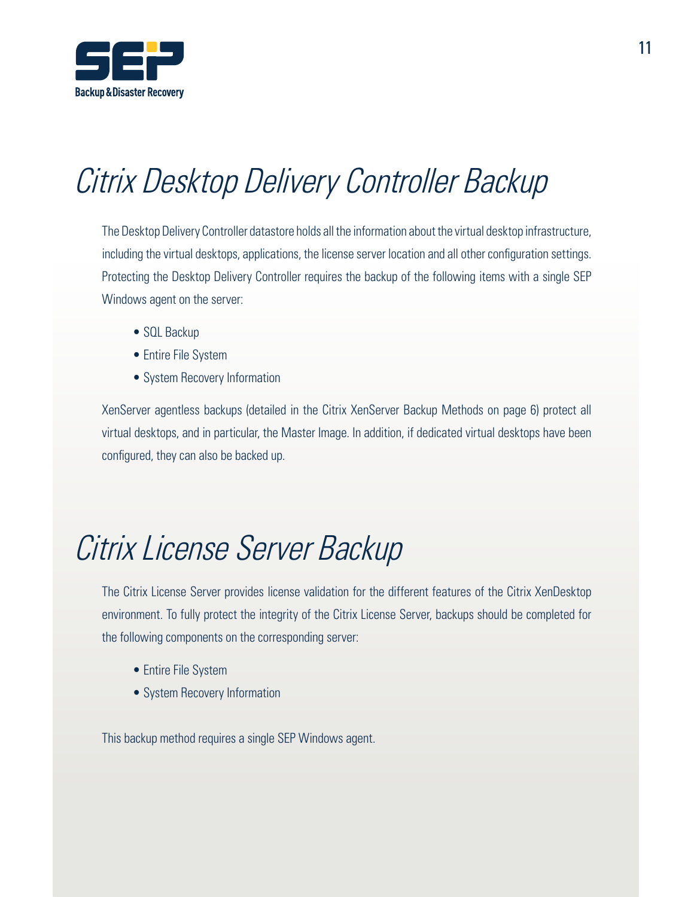# Citrix Desktop Delivery Controller Backup

The Desktop Delivery Controller datastore holds all the information about the virtual desktop infrastructure, including the virtual desktops, applications, the license server location and all other configuration settings. Protecting the Desktop Delivery Controller requires the backup of the following items with a single SEP Windows agent on the server:

- SQL Backup
- Entire File System
- System Recovery Information

XenServer agentless backups (detailed in the Citrix XenServer Backup Methods on page 6) protect all virtual desktops, and in particular, the Master Image. In addition, if dedicated virtual desktops have been configured, they can also be backed up.

# Citrix License Server Backup

The Citrix License Server provides license validation for the different features of the Citrix XenDesktop environment. To fully protect the integrity of the Citrix License Server, backups should be completed for the following components on the corresponding server:

- Entire File System
- System Recovery Information

This backup method requires a single SEP Windows agent.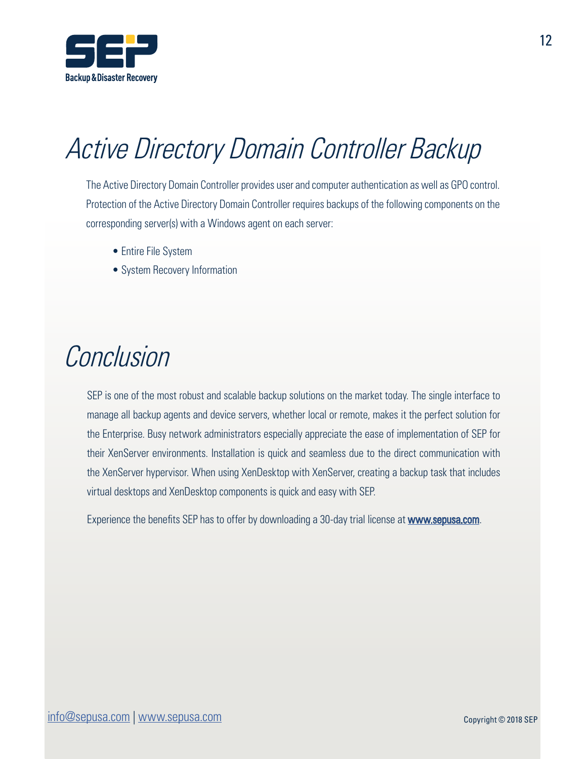# Active Directory Domain Controller Backup

The Active Directory Domain Controller provides user and computer authentication as well as GPO control. Protection of the Active Directory Domain Controller requires backups of the following components on the corresponding server(s) with a Windows agent on each server:

- Entire File System
- System Recovery Information

# Conclusion

SEP is one of the most robust and scalable backup solutions on the market today. The single interface to manage all backup agents and device servers, whether local or remote, makes it the perfect solution for the Enterprise. Busy network administrators especially appreciate the ease of implementation of SEP for their XenServer environments. Installation is quick and seamless due to the direct communication with the XenServer hypervisor. When using XenDesktop with XenServer, creating a backup task that includes virtual desktops and XenDesktop components is quick and easy with SEP.

Experience the benefits SEP has to offer by downloading a 30-day trial license at **www.sepusa.com**.